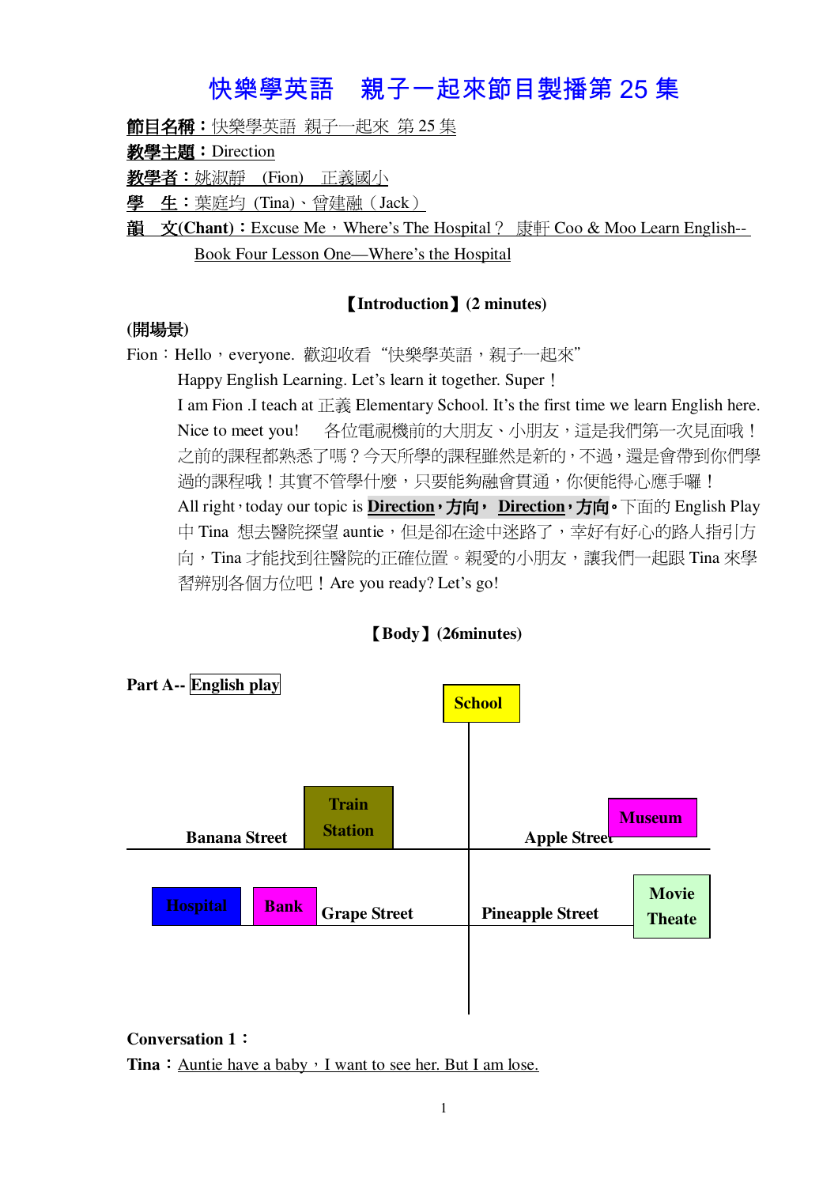# 快樂學英語　親子一起來節目製播第 25 集

**節目名稱：**快樂學英語 親子一起來 第 25 集

**教學主題：**Direction

**教學者：**姚淑靜　(Fion)　正義國小

**學　生：**葉庭均 (Tina)、曾建融 (Jack)

**韻　文(Chant)：**Excuse Me，Where's The Hospital？ 康軒 Coo & Moo Learn English-- Book Four Lesson One—Where's the Hospital

**【Introduction】(2 minutes)**

**(開場景)**

Fion：Hello，everyone. 歡迎收看 "快樂學英語，親子一起來"

Happy English Learning. Let's learn it together. Super！

I am Fion .I teach at 正義 Elementary School. It's the first time we learn English here. Nice to meet you! 各位電視機前的大朋友、小朋友，這是我們第一次見面哦！之前的課程都熟悉了嗎？今天所學的課程雖然是新的，不過，還是會帶到你們學過的課程哦！其實不管學什麼，只要能夠融會貫通，你便能得心應手囉！

All right，today our topic is **Direction，方向， Direction，方向。**下面的 English Play 中 Tina 想去醫院探望 auntie，但是卻在途中迷路了，幸好有好心的路人指引方向，Tina 才能找到往醫院的正確位置。親愛的小朋友，讓我們一起跟 Tina 來學習辨別各個方位吧！Are you ready? Let's go!

**【Body】(26minutes)**

**Part A-- English play**

School

Train Station

Banana Street

Museum

Apple Street

Hospital

Bank

Grape Street

Pineapple Street

Movie Theate

**Conversation 1：**

**Tina：**Auntie have a baby，I want to see her. But I am lose.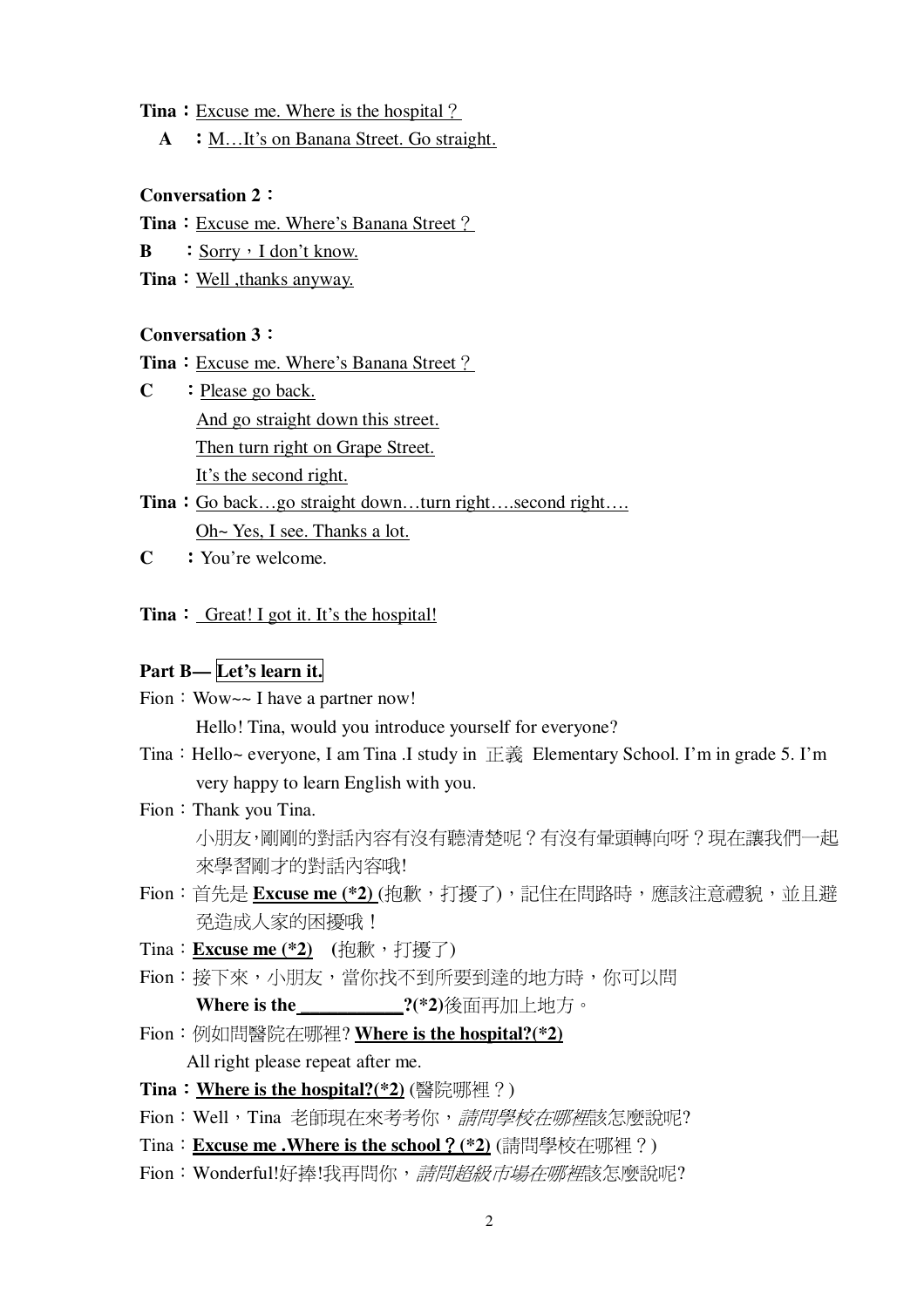**Tina**：<u>Excuse me. Where is the hospital？</u>

**A** ：<u>M…It's on Banana Street. Go straight.</u>

**Conversation 2**：

**Tina**：<u>Excuse me. Where's Banana Street？</u>

**B** ：<u>Sorry，I don't know.</u>

**Tina**：<u>Well ,thanks anyway.</u>

**Conversation 3**：

**Tina**：<u>Excuse me. Where's Banana Street？</u>

**C** ：<u>Please go back.</u>
<u>And go straight down this street.</u>
<u>Then turn right on Grape Street.</u>
<u>It's the second right.</u>

**Tina**：<u>Go back…go straight down…turn right….second right….</u>
<u>Oh~ Yes, I see. Thanks a lot.</u>

**C** ：You're welcome.

**Tina**： <u>Great! I got it. It's the hospital!</u>

**Part B— Let's learn it.**

Fion：Wow~~ I have a partner now!
Hello! Tina, would you introduce yourself for everyone?

Tina：Hello~ everyone, I am Tina .I study in 正義 Elementary School. I'm in grade 5. I'm very happy to learn English with you.

Fion：Thank you Tina.
小朋友,剛剛的對話內容有沒有聽清楚呢？有沒有暈頭轉向呀？現在讓我們一起來學習剛才的對話內容哦!

Fion：首先是 **<u>Excuse me (*2)</u>** (抱歉，打擾了)，記住在問路時，應該注意禮貌，並且避免造成人家的困擾哦！

Tina：**<u>Excuse me (*2)</u>** **(**抱歉，打擾了)

Fion：接下來，小朋友，當你找不到所要到達的地方時，你可以問
**Where is the ___________?(*2)**後面再加上地方。

Fion：例如問醫院在哪裡? **<u>Where is the hospital?(*2)</u>**
All right please repeat after me.

**Tina**：**<u>Where is the hospital?(*2)</u>** (醫院哪裡？)

Fion：Well，Tina 老師現在來考考你，*請問學校在哪裡*該怎麼說呢?

Tina：**<u>Excuse me .Where is the school？(*2)</u>** (請問學校在哪裡？)

Fion：Wonderful!好棒!我再問你，*請問超級市場在哪裡*該怎麼說呢?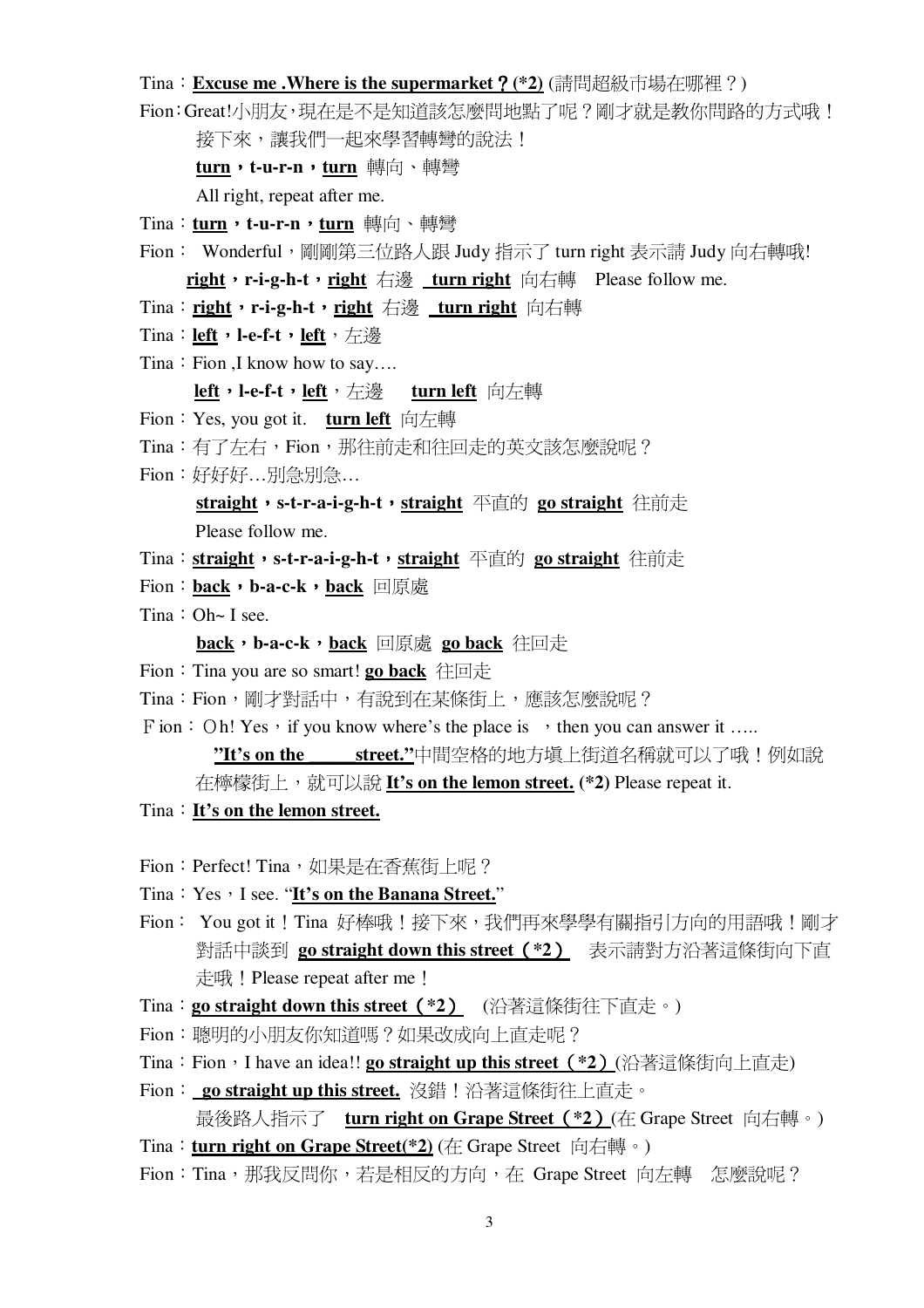Tina：**<u>Excuse me .Where is the supermarket？(*2)</u>** (請問超級市場在哪裡？)

Fion：Great!小朋友，現在是不是知道該怎麼問地點了呢？剛才就是教你問路的方式哦！接下來，讓我們一起來學習轉彎的說法！

**<u>turn</u>，t-u-r-n，<u>turn</u>** 轉向、轉彎

All right, repeat after me.

Tina：**<u>turn</u>，t-u-r-n，<u>turn</u>** 轉向、轉彎

Fion： Wonderful，剛剛第三位路人跟 Judy 指示了 turn right 表示請 Judy 向右轉哦!

**<u>right</u>，r-i-g-h-t，<u>right</u>** 右邊 **<u>turn right</u>** 向右轉 Please follow me.

Tina：**<u>right</u>，r-i-g-h-t，<u>right</u>** 右邊 **<u>turn right</u>** 向右轉

Tina：**<u>left</u>，l-e-f-t，<u>left</u>**，左邊

Tina：Fion ,I know how to say….

**<u>left</u>，l-e-f-t，<u>left</u>**，左邊 **<u>turn left</u>** 向左轉

Fion：Yes, you got it. **<u>turn left</u>** 向左轉

Tina：有了左右，Fion，那往前走和往回走的英文該怎麼說呢？

Fion：好好好…別急別急…

**<u>straight</u>，s-t-r-a-i-g-h-t，<u>straight</u>** 平直的 **<u>go straight</u>** 往前走

Please follow me.

Tina：**<u>straight</u>，s-t-r-a-i-g-h-t，<u>straight</u>** 平直的 **<u>go straight</u>** 往前走

Fion：**<u>back</u>，b-a-c-k，<u>back</u>** 回原處

Tina：Oh~ I see.

**<u>back</u>，b-a-c-k，<u>back</u>** 回原處 **<u>go back</u>** 往回走

Fion：Tina you are so smart! **<u>go back</u>** 往回走

Tina：Fion，剛才對話中，有說到在某條街上，應該怎麼說呢？

Ｆion：Ｏh! Yes，if you know where's the place is ，then you can answer it …..

**<u>"It's on the \_\_\_\_\_ street."</u>**中間空格的地方填上街道名稱就可以了哦！例如說在檸檬街上，就可以說 **<u>It's on the lemon street.</u> (*2)** Please repeat it.

Tina：**<u>It's on the lemon street.</u>**

Fion：Perfect! Tina，如果是在香蕉街上呢？

Tina：Yes，I see. "**<u>It's on the Banana Street.</u>**"

Fion： You got it！Tina 好棒哦！接下來，我們再來學學有關指引方向的用語哦！剛才對話中談到 **<u>go straight down this street（*2）</u>** 表示請對方沿著這條街向下直走哦！Please repeat after me！

Tina：**<u>go straight down this street（*2）</u>** (沿著這條街往下直走。)

Fion：聰明的小朋友你知道嗎？如果改成向上直走呢？

Tina：Fion，I have an idea!! **<u>go straight up this street（*2）</u>**(沿著這條街向上直走)

Fion： **<u>go straight up this street.</u>** 沒錯！沿著這條街往上直走。

最後路人指示了 **<u>turn right on Grape Street（*2）</u>**(在 Grape Street 向右轉。)

Tina：**<u>turn right on Grape Street(*2)</u>** (在 Grape Street 向右轉。)

Fion：Tina，那我反問你，若是相反的方向，在 Grape Street 向左轉 怎麼說呢？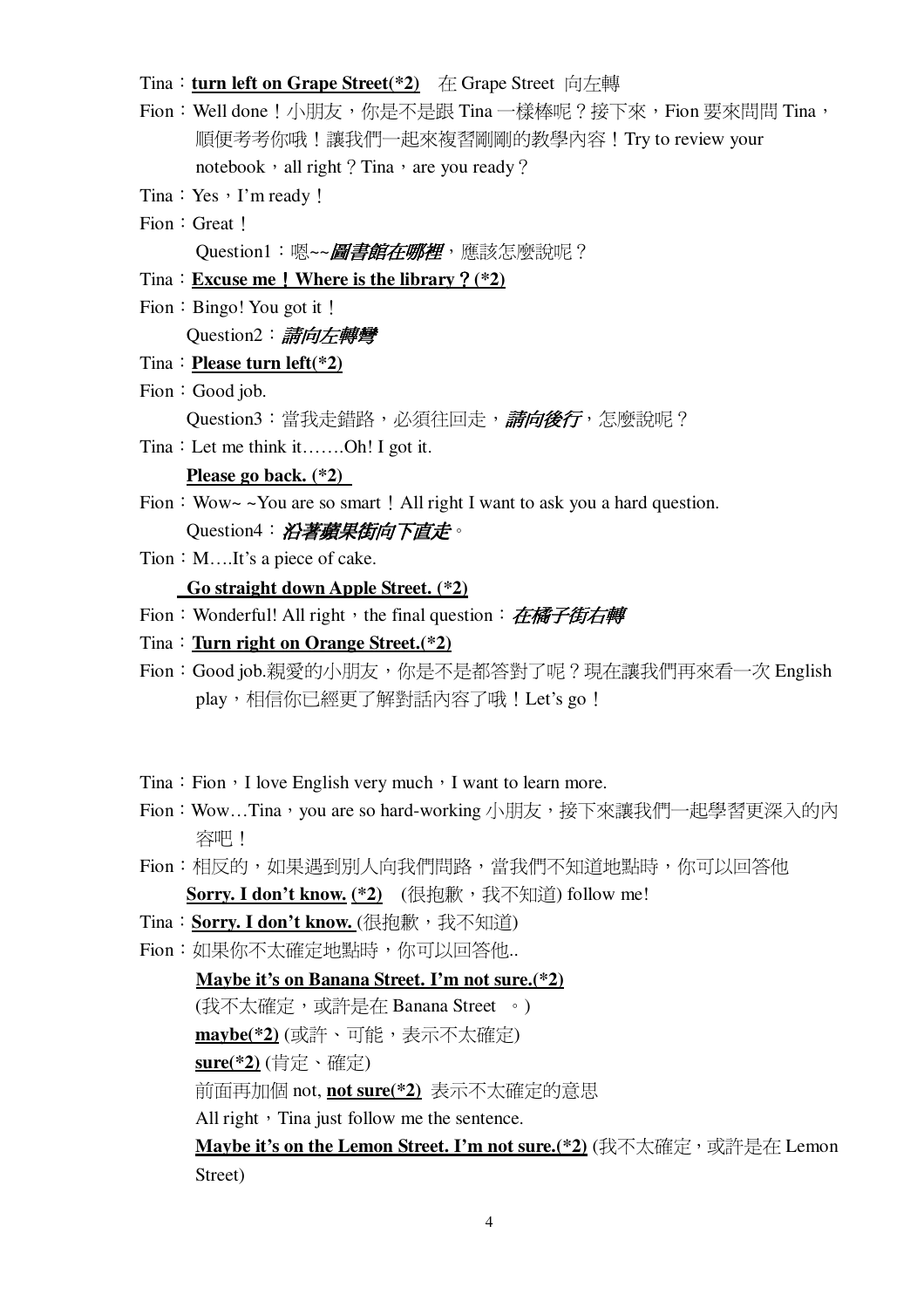Tina：**turn left on Grape Street(*2)**　在 Grape Street 向左轉

Fion：Well done！小朋友，你是不是跟 Tina 一樣棒呢？接下來，Fion 要來問問 Tina，順便考考你哦！讓我們一起來複習剛剛的教學內容！Try to review your notebook，all right？Tina，are you ready？

Tina：Yes，I'm ready！

Fion：Great！

Question1：嗯~~***圖書館在哪裡***，應該怎麼說呢？

Tina：**Excuse me！Where is the library？(*2)**

Fion：Bingo! You got it！

Question2：***請向左轉彎***

Tina：**Please turn left(*2)**

Fion：Good job.

Question3：當我走錯路，必須往回走，***請向後行***，怎麼說呢？

Tina：Let me think it…….Oh! I got it.

**Please go back. (*2)**

Fion：Wow~ ~You are so smart！All right I want to ask you a hard question.

Question4：***沿著蘋果街向下直走***。

Tion：M….It's a piece of cake.

**Go straight down Apple Street. (*2)**

Fion：Wonderful! All right，the final question：***在橘子街右轉***

Tina：**Turn right on Orange Street.(*2)**

Fion：Good job.親愛的小朋友，你是不是都答對了呢？現在讓我們再來看一次 English play，相信你已經更了解對話內容了哦！Let's go！

Tina：Fion，I love English very much，I want to learn more.

Fion：Wow…Tina，you are so hard-working 小朋友，接下來讓我們一起學習更深入的內容吧！

Fion：相反的，如果遇到別人向我們問路，當我們不知道地點時，你可以回答他 **Sorry. I don't know. (*2)**　(很抱歉，我不知道) follow me!

Tina：**Sorry. I don't know.** (很抱歉，我不知道)

Fion：如果你不太確定地點時，你可以回答他..

**Maybe it's on Banana Street. I'm not sure.(*2)**

(我不太確定，或許是在 Banana Street 。)

**maybe(*2)** (或許、可能，表示不太確定)

**sure(*2)** (肯定、確定)

前面再加個 not, **not sure(*2)** 表示不太確定的意思

All right，Tina just follow me the sentence.

**Maybe it's on the Lemon Street. I'm not sure.(*2)** (我不太確定，或許是在 Lemon Street)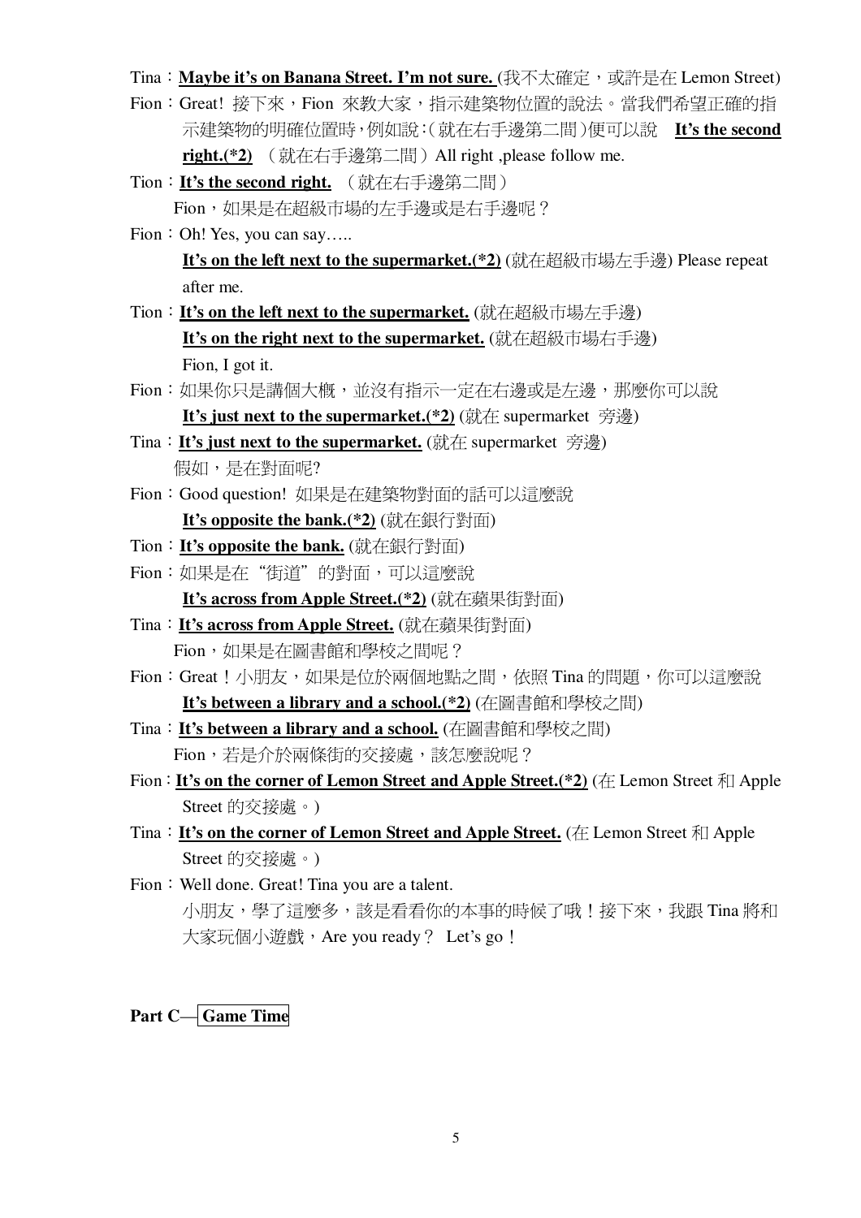Tina：**Maybe it's on Banana Street. I'm not sure.** (我不太確定，或許是在 Lemon Street)

Fion：Great! 接下來，Fion 來教大家，指示建築物位置的說法。當我們希望正確的指示建築物的明確位置時，例如說：(就在右手邊第二間)便可以說 **It's the second right.(*2)** （就在右手邊第二間）All right ,please follow me.

Tion：**It's the second right.** （就在右手邊第二間）
Fion，如果是在超級市場的左手邊或是右手邊呢？

Fion：Oh! Yes, you can say…..
**It's on the left next to the supermarket.(*2)** (就在超級市場左手邊) Please repeat after me.

Tion：**It's on the left next to the supermarket.** (就在超級市場左手邊)
**It's on the right next to the supermarket.** (就在超級市場右手邊)
Fion, I got it.

Fion：如果你只是講個大概，並沒有指示一定在右邊或是左邊，那麼你可以說
**It's just next to the supermarket.(*2)** (就在 supermarket 旁邊)

Tina：**It's just next to the supermarket.** (就在 supermarket 旁邊)
假如，是在對面呢?

Fion：Good question! 如果是在建築物對面的話可以這麼說
**It's opposite the bank.(*2)** (就在銀行對面)

Tion：**It's opposite the bank.** (就在銀行對面)

Fion：如果是在"街道"的對面，可以這麼說
**It's across from Apple Street.(*2)** (就在蘋果街對面)

Tina：**It's across from Apple Street.** (就在蘋果街對面)
Fion，如果是在圖書館和學校之間呢？

Fion：Great！小朋友，如果是位於兩個地點之間，依照 Tina 的問題，你可以這麼說
**It's between a library and a school.(*2)** (在圖書館和學校之間)

Tina：**It's between a library and a school.** (在圖書館和學校之間)
Fion，若是介於兩條街的交接處，該怎麼說呢？

Fion：**It's on the corner of Lemon Street and Apple Street.(*2)** (在 Lemon Street 和 Apple Street 的交接處。)

Tina：**It's on the corner of Lemon Street and Apple Street.** (在 Lemon Street 和 Apple Street 的交接處。)

Fion：Well done. Great! Tina you are a talent.
小朋友，學了這麼多，該是看看你的本事的時候了哦！接下來，我跟 Tina 將和大家玩個小遊戲，Are you ready？ Let's go！

**Part C— Game Time**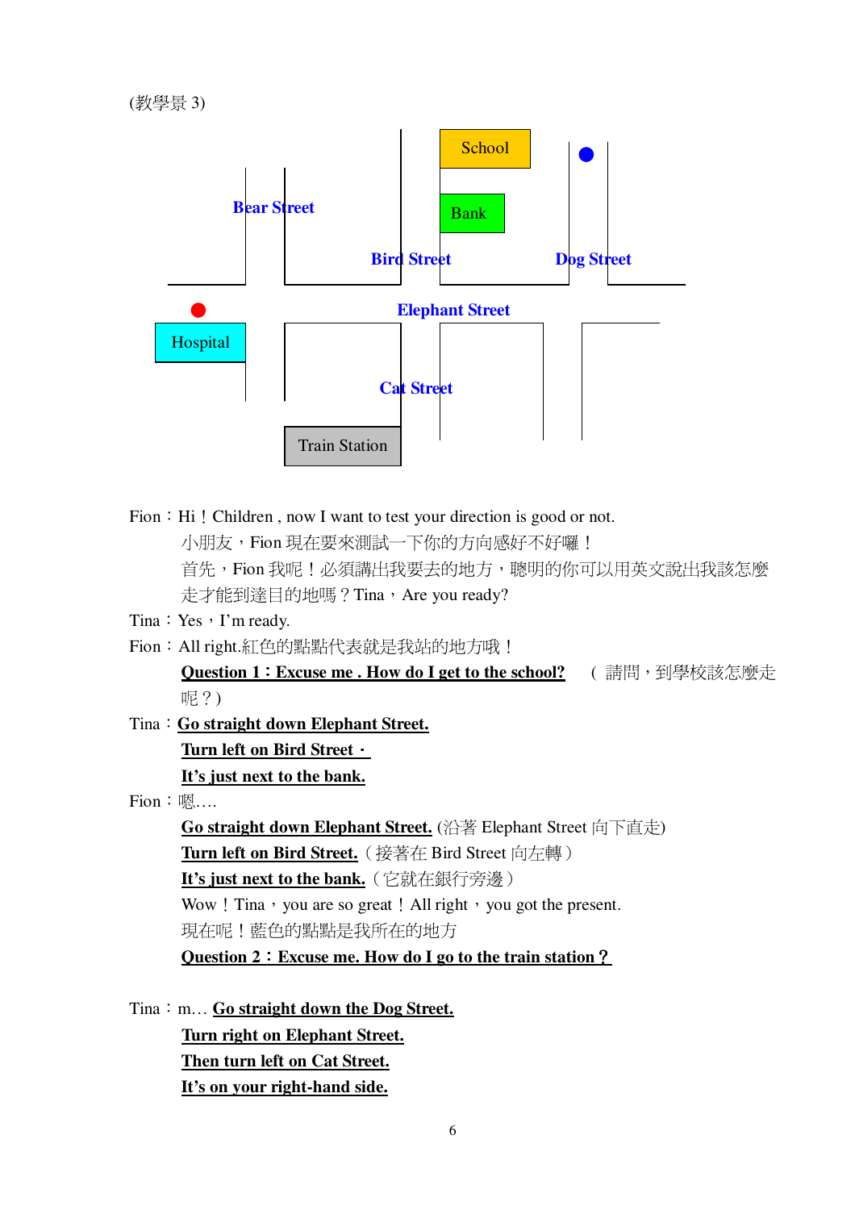(教學景 3)

School

Bank

Bear Street

Bird Street

Dog Street

Elephant Street

Hospital

Cat Street

Train Station

Fion：Hi！Children , now I want to test your direction is good or not.

小朋友，Fion 現在要來測試一下你的方向感好不好囉！

首先，Fion 我呢！必須講出我要去的地方，聰明的你可以用英文說出我該怎麼走才能到達目的地嗎？Tina，Are you ready?

Tina：Yes，I'm ready.

Fion：All right.紅色的點點代表就是我站的地方哦！

**Question 1：Excuse me . How do I get to the school?** （請問，到學校該怎麼走呢？）

Tina：**Go straight down Elephant Street.**

**Turn left on Bird Street．**

**It's just next to the bank.**

Fion：嗯….

**Go straight down Elephant Street.** (沿著 Elephant Street 向下直走)

**Turn left on Bird Street.**（接著在 Bird Street 向左轉）

**It's just next to the bank.**（它就在銀行旁邊）

Wow！Tina，you are so great！All right，you got the present.

現在呢！藍色的點點是我所在的地方

**Question 2：Excuse me. How do I go to the train station？**

Tina：m… **Go straight down the Dog Street.**

**Turn right on Elephant Street.**

**Then turn left on Cat Street.**

**It's on your right-hand side.**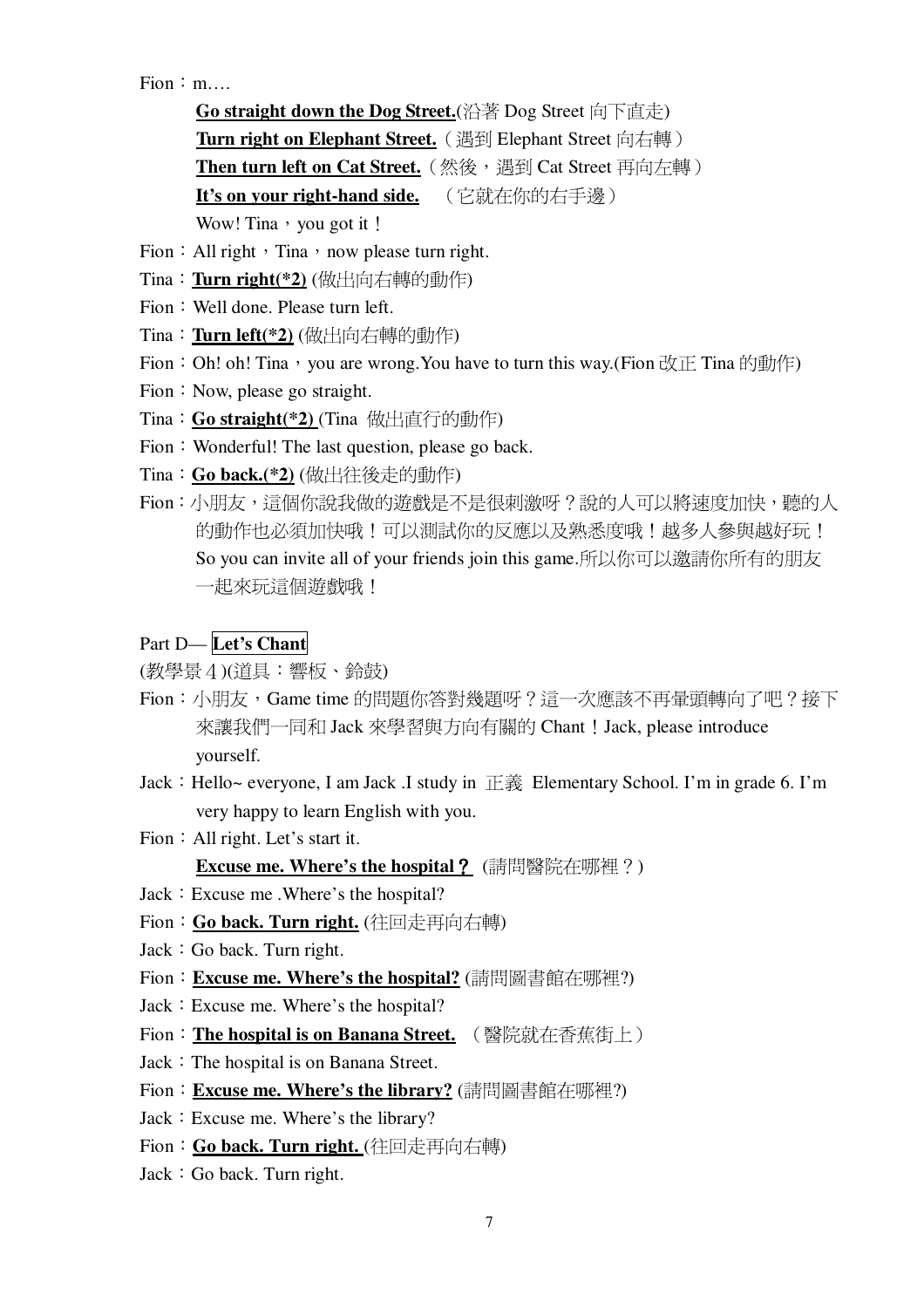Fion：m….

**<u>Go straight down the Dog Street.</u>**(沿著 Dog Street 向下直走)
**<u>Turn right on Elephant Street.</u>**（遇到 Elephant Street 向右轉）
**<u>Then turn left on Cat Street.</u>**（然後，遇到 Cat Street 再向左轉）
**<u>It's on your right-hand side.</u>** （它就在你的右手邊）
Wow! Tina，you got it！

Fion：All right，Tina，now please turn right.

Tina：**<u>Turn right(*2)</u>** (做出向右轉的動作)

Fion：Well done. Please turn left.

Tina：**<u>Turn left(*2)</u>** (做出向右轉的動作)

Fion：Oh! oh! Tina，you are wrong.You have to turn this way.(Fion 改正 Tina 的動作)

Fion：Now, please go straight.

Tina：**<u>Go straight(*2)</u>** (Tina 做出直行的動作)

Fion：Wonderful! The last question, please go back.

Tina：**<u>Go back.(*2)</u>** (做出往後走的動作)

Fion：小朋友，這個你說我做的遊戲是不是很刺激呀？說的人可以將速度加快，聽的人的動作也必須加快哦！可以測試你的反應以及熟悉度哦！越多人參與越好玩！So you can invite all of your friends join this game.所以你可以邀請你所有的朋友一起來玩這個遊戲哦！

## Part D— **Let's Chant**

(教學景４)(道具：響板、鈴鼓)

Fion：小朋友，Game time 的問題你答對幾題呀？這一次應該不再暈頭轉向了吧？接下來讓我們一同和 Jack 來學習與方向有關的 Chant！Jack, please introduce yourself.

Jack：Hello~ everyone, I am Jack .I study in 正義 Elementary School. I'm in grade 6. I'm very happy to learn English with you.

Fion：All right. Let's start it.

**<u>Excuse me. Where's the hospital？</u>** (請問醫院在哪裡？)

Jack：Excuse me .Where's the hospital?

Fion：**<u>Go back. Turn right.</u>** (往回走再向右轉)

Jack：Go back. Turn right.

Fion：**<u>Excuse me. Where's the hospital?</u>** (請問圖書館在哪裡?)

Jack：Excuse me. Where's the hospital?

Fion：**<u>The hospital is on Banana Street.</u>** （醫院就在香蕉街上）

Jack：The hospital is on Banana Street.

Fion：**<u>Excuse me. Where's the library?</u>** (請問圖書館在哪裡?)

Jack：Excuse me. Where's the library?

Fion：**<u>Go back. Turn right.</u>** (往回走再向右轉)

Jack：Go back. Turn right.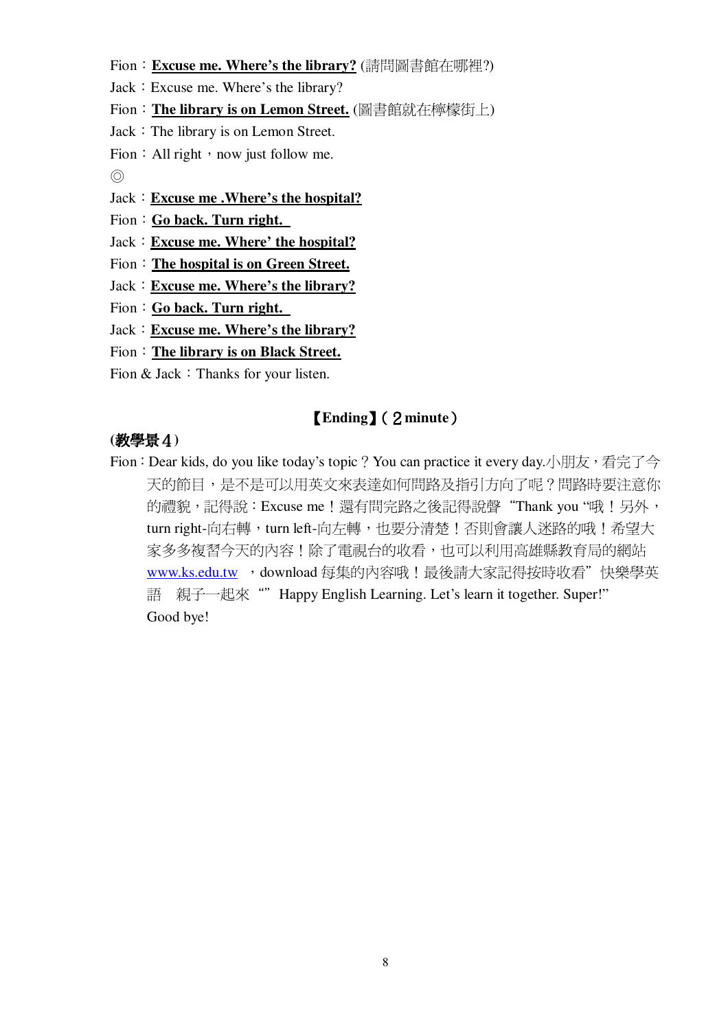Fion：**<u>Excuse me. Where's the library?</u>** (請問圖書館在哪裡?)

Jack：Excuse me. Where's the library?

Fion：**<u>The library is on Lemon Street.</u>** (圖書館就在檸檬街上)

Jack：The library is on Lemon Street.

Fion：All right，now just follow me.

◎

Jack：**<u>Excuse me .Where's the hospital?</u>**

Fion：**<u>Go back. Turn right.</u>**

Jack：**<u>Excuse me. Where' the hospital?</u>**

Fion：**<u>The hospital is on Green Street.</u>**

Jack：**<u>Excuse me. Where's the library?</u>**

Fion：**<u>Go back. Turn right.</u>**

Jack：**<u>Excuse me. Where's the library?</u>**

Fion：**<u>The library is on Black Street.</u>**

Fion & Jack：Thanks for your listen.

**【Ending】(２minute)**

**(教學景４)**

Fion：Dear kids, do you like today's topic？You can practice it every day.小朋友，看完了今天的節目，是不是可以用英文來表達如何問路及指引方向了呢？問路時要注意你的禮貌，記得說：Excuse me！還有問完路之後記得說聲"Thank you "哦！另外，turn right-向右轉，turn left-向左轉，也要分清楚！否則會讓人迷路的哦！希望大家多多複習今天的內容！除了電視台的收看，也可以利用高雄縣教育局的網站 www.ks.edu.tw ，download 每集的內容哦！最後請大家記得按時收看"快樂學英語　親子一起來“" Happy English Learning. Let's learn it together. Super!" Good bye!